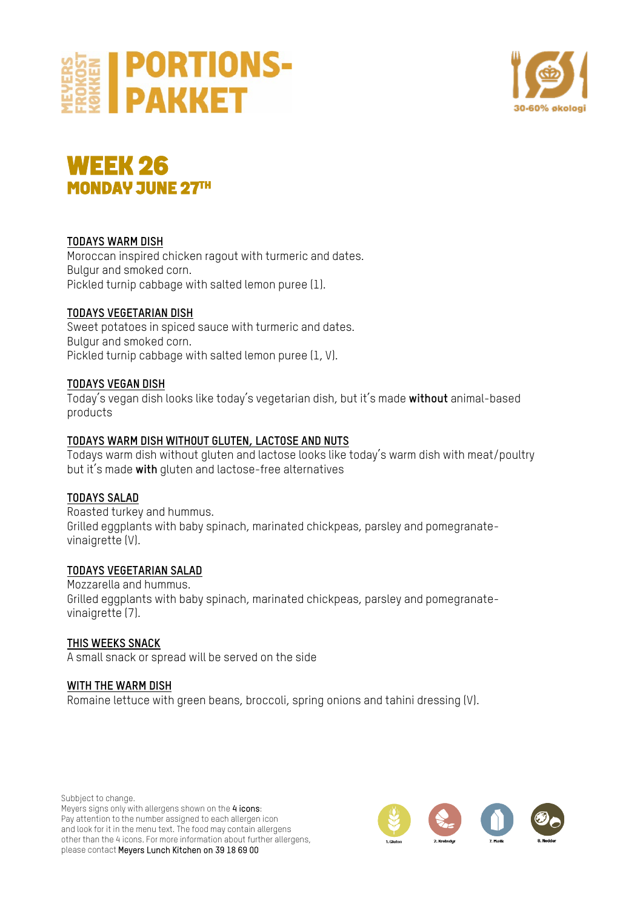# MEYERS FROKOST KØKKEN | PORTIONS-PAKKET

30-60% økologi

# WEEK 26

## MONDAY JUNE 27TH

### TODAYS WARM DISH

Moroccan inspired chicken ragout with turmeric and dates.
Bulgur and smoked corn.
Pickled turnip cabbage with salted lemon puree (1).

### TODAYS VEGETARIAN DISH

Sweet potatoes in spiced sauce with turmeric and dates.
Bulgur and smoked corn.
Pickled turnip cabbage with salted lemon puree (1, V).

### TODAYS VEGAN DISH

Today's vegan dish looks like today's vegetarian dish, but it's made **without** animal-based products

### TODAYS WARM DISH WITHOUT GLUTEN, LACTOSE AND NUTS

Todays warm dish without gluten and lactose looks like today's warm dish with meat/poultry but it's made **with** gluten and lactose-free alternatives

### TODAYS SALAD

Roasted turkey and hummus.
Grilled eggplants with baby spinach, marinated chickpeas, parsley and pomegranate-vinaigrette (V).

### TODAYS VEGETARIAN SALAD

Mozzarella and hummus.
Grilled eggplants with baby spinach, marinated chickpeas, parsley and pomegranate-vinaigrette (7).

### THIS WEEKS SNACK

A small snack or spread will be served on the side

### WITH THE WARM DISH

Romaine lettuce with green beans, broccoli, spring onions and tahini dressing (V).

Subbject to change.
Meyers signs only with allergens shown on the **4 icons**:
Pay attention to the number assigned to each allergen icon and look for it in the menu text. The food may contain allergens other than the 4 icons. For more information about further allergens, please contact **Meyers Lunch Kitchen on 39 18 69 00**

1. Gluten 2. Krebsdyr 7. Mælk 8. Nødder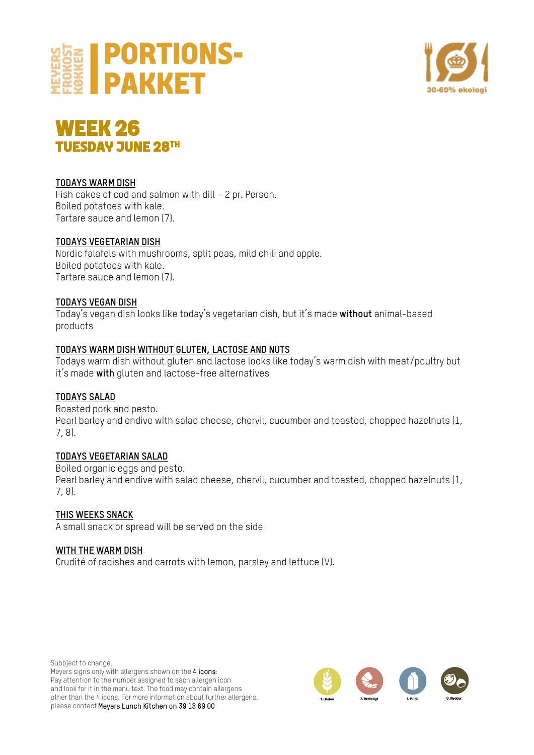# MEYERS FROKOST KØKKEN | PORTIONS-PAKKET

30-60% økologi

# WEEK 26
## TUESDAY JUNE 28TH

**TODAYS WARM DISH**
Fish cakes of cod and salmon with dill – 2 pr. Person.
Boiled potatoes with kale.
Tartare sauce and lemon (7).

**TODAYS VEGETARIAN DISH**
Nordic falafels with mushrooms, split peas, mild chili and apple.
Boiled potatoes with kale.
Tartare sauce and lemon (7).

**TODAYS VEGAN DISH**
Today's vegan dish looks like today's vegetarian dish, but it's made **without** animal-based products

**TODAYS WARM DISH WITHOUT GLUTEN, LACTOSE AND NUTS**
Todays warm dish without gluten and lactose looks like today's warm dish with meat/poultry but it's made **with** gluten and lactose-free alternatives

**TODAYS SALAD**
Roasted pork and pesto.
Pearl barley and endive with salad cheese, chervil, cucumber and toasted, chopped hazelnuts (1, 7, 8).

**TODAYS VEGETARIAN SALAD**
Boiled organic eggs and pesto.
Pearl barley and endive with salad cheese, chervil, cucumber and toasted, chopped hazelnuts (1, 7, 8).

**THIS WEEKS SNACK**
A small snack or spread will be served on the side

**WITH THE WARM DISH**
Crudité of radishes and carrots with lemon, parsley and lettuce (V).

Subbject to change.
Meyers signs only with allergens shown on the **4 icons**:
Pay attention to the number assigned to each allergen icon and look for it in the menu text. The food may contain allergens other than the 4 icons. For more information about further allergens, please contact **Meyers Lunch Kitchen on 39 18 69 00**

1. Gluten | 2. Krebsdyr | 7. Mælk | 8. Nødder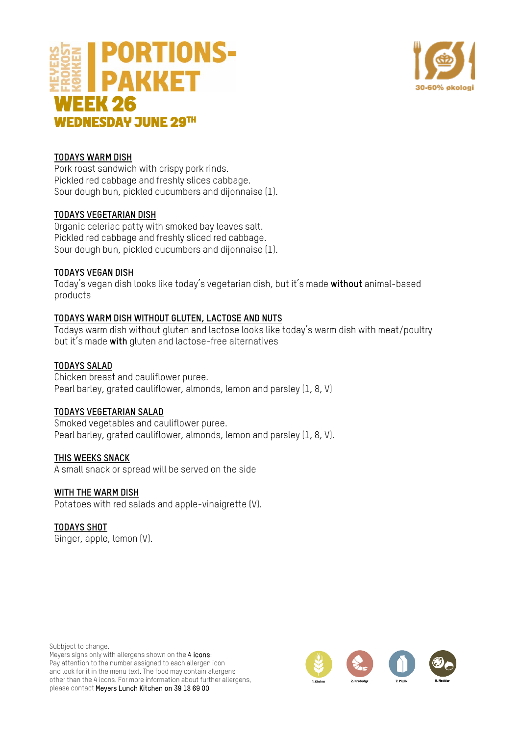# MEYERS FROKOST KØKKEN | PORTIONS-PAKKET

30-60% økologi

## WEEK 26

## WEDNESDAY JUNE 29TH

**TODAYS WARM DISH**

Pork roast sandwich with crispy pork rinds.
Pickled red cabbage and freshly slices cabbage.
Sour dough bun, pickled cucumbers and dijonnaise (1).

**TODAYS VEGETARIAN DISH**

Organic celeriac patty with smoked bay leaves salt.
Pickled red cabbage and freshly sliced red cabbage.
Sour dough bun, pickled cucumbers and dijonnaise (1).

**TODAYS VEGAN DISH**

Today's vegan dish looks like today's vegetarian dish, but it's made **without** animal-based products

**TODAYS WARM DISH WITHOUT GLUTEN, LACTOSE AND NUTS**

Todays warm dish without gluten and lactose looks like today's warm dish with meat/poultry but it's made **with** gluten and lactose-free alternatives

**TODAYS SALAD**

Chicken breast and cauliflower puree.
Pearl barley, grated cauliflower, almonds, lemon and parsley (1, 8, V)

**TODAYS VEGETARIAN SALAD**

Smoked vegetables and cauliflower puree.
Pearl barley, grated cauliflower, almonds, lemon and parsley (1, 8, V).

**THIS WEEKS SNACK**

A small snack or spread will be served on the side

**WITH THE WARM DISH**

Potatoes with red salads and apple-vinaigrette (V).

**TODAYS SHOT**

Ginger, apple, lemon (V).

Subbject to change.
Meyers signs only with allergens shown on the **4 icons**:
Pay attention to the number assigned to each allergen icon and look for it in the menu text. The food may contain allergens other than the 4 icons. For more information about further allergens, please contact **Meyers Lunch Kitchen on 39 18 69 00**

1. Gluten 2. Krebsdyr 7. Mælk 8. Nødder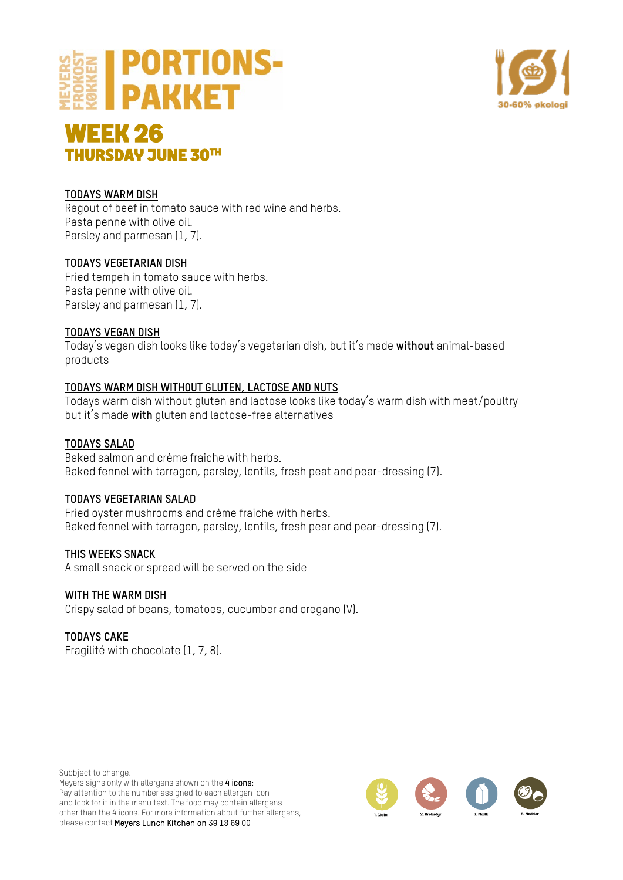# MEYERS FROKOST KØKKEN | PORTIONS-PAKKET

30-60% økologi

# WEEK 26

## THURSDAY JUNE 30TH

### TODAYS WARM DISH

Ragout of beef in tomato sauce with red wine and herbs.
Pasta penne with olive oil.
Parsley and parmesan (1, 7).

### TODAYS VEGETARIAN DISH

Fried tempeh in tomato sauce with herbs.
Pasta penne with olive oil.
Parsley and parmesan (1, 7).

### TODAYS VEGAN DISH

Today's vegan dish looks like today's vegetarian dish, but it's made **without** animal-based products

### TODAYS WARM DISH WITHOUT GLUTEN, LACTOSE AND NUTS

Todays warm dish without gluten and lactose looks like today's warm dish with meat/poultry but it's made **with** gluten and lactose-free alternatives

### TODAYS SALAD

Baked salmon and crème fraiche with herbs.
Baked fennel with tarragon, parsley, lentils, fresh peat and pear-dressing (7).

### TODAYS VEGETARIAN SALAD

Fried oyster mushrooms and crème fraiche with herbs.
Baked fennel with tarragon, parsley, lentils, fresh pear and pear-dressing (7).

### THIS WEEKS SNACK

A small snack or spread will be served on the side

### WITH THE WARM DISH

Crispy salad of beans, tomatoes, cucumber and oregano (V).

### TODAYS CAKE

Fragilité with chocolate (1, 7, 8).

Subbject to change.
Meyers signs only with allergens shown on the **4 icons**:
Pay attention to the number assigned to each allergen icon and look for it in the menu text. The food may contain allergens other than the 4 icons. For more information about further allergens, please contact **Meyers Lunch Kitchen on 39 18 69 00**

1. Gluten 2. Krebsdyr 7. Mælk 8. Nødder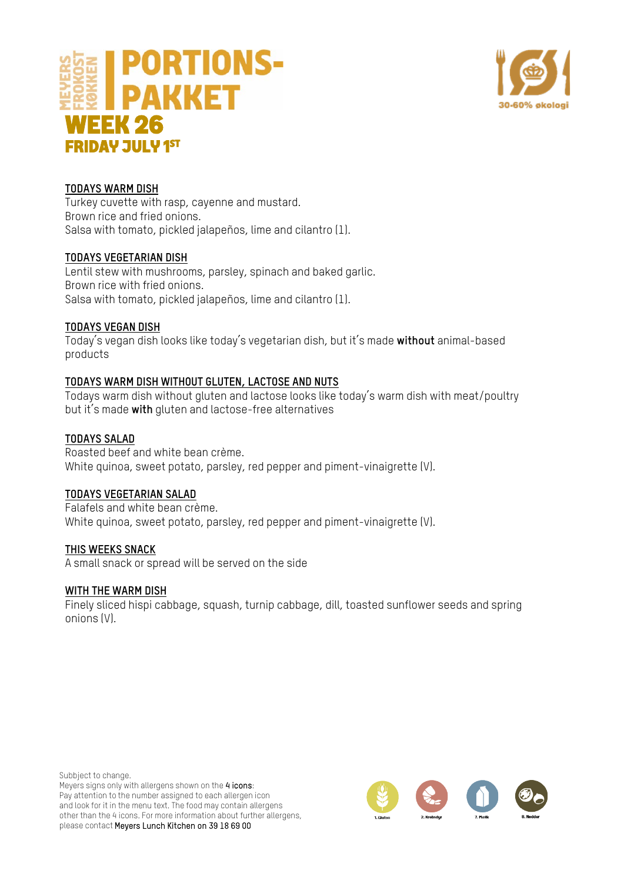# MEYERS FROKOST KØKKEN | PORTIONS-PAKKET

30-60% økologi

## WEEK 26

### FRIDAY JULY 1ST

**TODAYS WARM DISH**

Turkey cuvette with rasp, cayenne and mustard.
Brown rice and fried onions.
Salsa with tomato, pickled jalapeños, lime and cilantro (1).

**TODAYS VEGETARIAN DISH**

Lentil stew with mushrooms, parsley, spinach and baked garlic.
Brown rice with fried onions.
Salsa with tomato, pickled jalapeños, lime and cilantro (1).

**TODAYS VEGAN DISH**

Today's vegan dish looks like today's vegetarian dish, but it's made **without** animal-based products

**TODAYS WARM DISH WITHOUT GLUTEN, LACTOSE AND NUTS**

Todays warm dish without gluten and lactose looks like today's warm dish with meat/poultry but it's made **with** gluten and lactose-free alternatives

**TODAYS SALAD**

Roasted beef and white bean crème.
White quinoa, sweet potato, parsley, red pepper and piment-vinaigrette (V).

**TODAYS VEGETARIAN SALAD**

Falafels and white bean crème.
White quinoa, sweet potato, parsley, red pepper and piment-vinaigrette (V).

**THIS WEEKS SNACK**

A small snack or spread will be served on the side

**WITH THE WARM DISH**

Finely sliced hispi cabbage, squash, turnip cabbage, dill, toasted sunflower seeds and spring onions (V).

Subbject to change.
Meyers signs only with allergens shown on the **4 icons**:
Pay attention to the number assigned to each allergen icon
and look for it in the menu text. The food may contain allergens
other than the 4 icons. For more information about further allergens,
please contact **Meyers Lunch Kitchen on 39 18 69 00**

1. Gluten 2. Krebsdyr 7. Mælk 8. Nødder